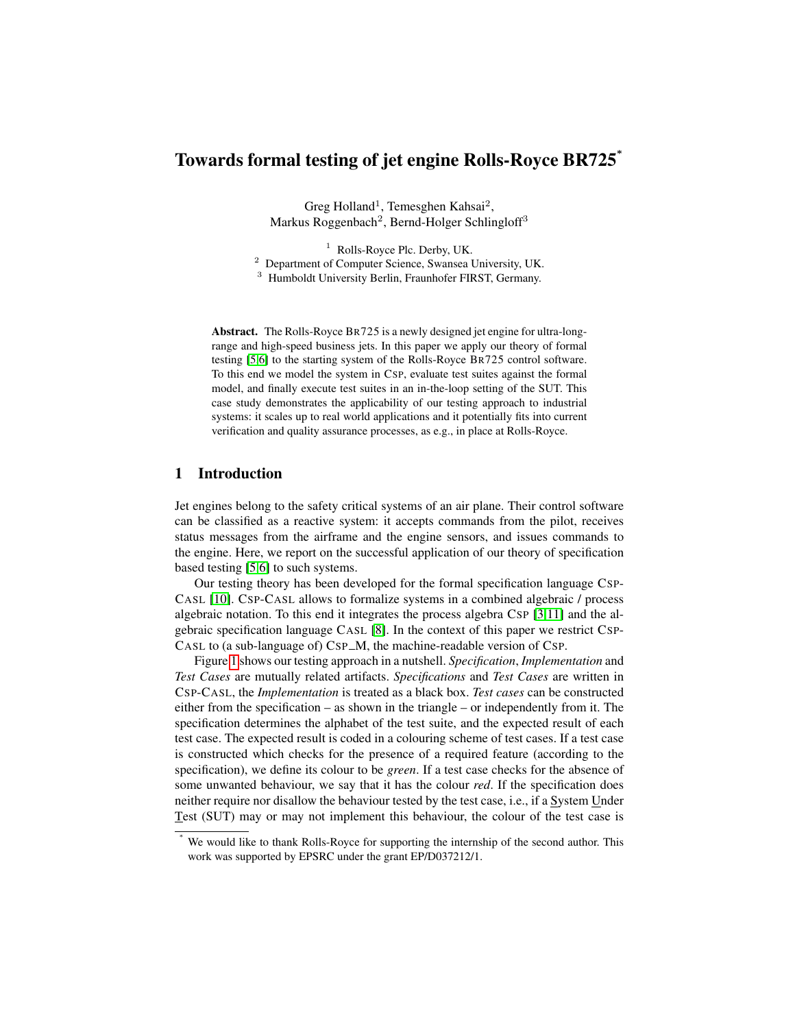# Towards formal testing of jet engine Rolls-Royce BR725*

Greg Holland[1], Temesghen Kahsai[2], Markus Roggenbach[2], Bernd-Holger Schlingloff[3]

[1] Rolls-Royce Plc. Derby, UK.
[2] Department of Computer Science, Swansea University, UK.
[3] Humboldt University Berlin, Fraunhofer FIRST, Germany.

**Abstract.** The Rolls-Royce BR725 is a newly designed jet engine for ultra-long-range and high-speed business jets. In this paper we apply our theory of formal testing [5,6] to the starting system of the Rolls-Royce BR725 control software. To this end we model the system in CSP, evaluate test suites against the formal model, and finally execute test suites in an in-the-loop setting of the SUT. This case study demonstrates the applicability of our testing approach to industrial systems: it scales up to real world applications and it potentially fits into current verification and quality assurance processes, as e.g., in place at Rolls-Royce.

## 1 Introduction

Jet engines belong to the safety critical systems of an air plane. Their control software can be classified as a reactive system: it accepts commands from the pilot, receives status messages from the airframe and the engine sensors, and issues commands to the engine. Here, we report on the successful application of our theory of specification based testing [5,6] to such systems.

Our testing theory has been developed for the formal specification language CSP-CASL [10]. CSP-CASL allows to formalize systems in a combined algebraic / process algebraic notation. To this end it integrates the process algebra CSP [3,11] and the algebraic specification language CASL [8]. In the context of this paper we restrict CSP-CASL to (a sub-language of) CSP_M, the machine-readable version of CSP.

Figure 1 shows our testing approach in a nutshell. *Specification*, *Implementation* and *Test Cases* are mutually related artifacts. *Specifications* and *Test Cases* are written in CSP-CASL, the *Implementation* is treated as a black box. *Test cases* can be constructed either from the specification – as shown in the triangle – or independently from it. The specification determines the alphabet of the test suite, and the expected result of each test case. The expected result is coded in a colouring scheme of test cases. If a test case is constructed which checks for the presence of a required feature (according to the specification), we define its colour to be *green*. If a test case checks for the absence of some unwanted behaviour, we say that it has the colour *red*. If the specification does neither require nor disallow the behaviour tested by the test case, i.e., if a System Under Test (SUT) may or may not implement this behaviour, the colour of the test case is

* We would like to thank Rolls-Royce for supporting the internship of the second author. This work was supported by EPSRC under the grant EP/D037212/1.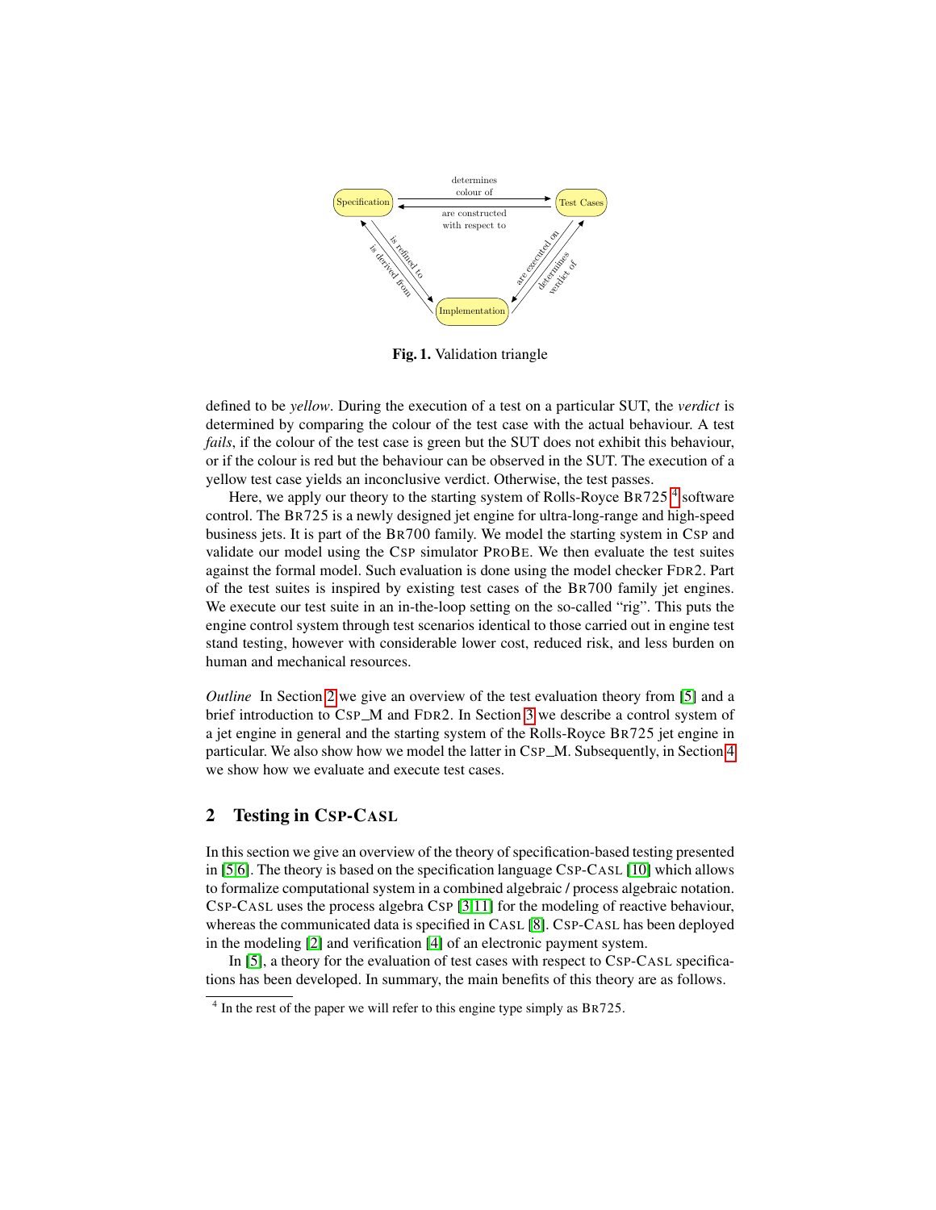Fig. 1. Validation triangle

defined to be *yellow*. During the execution of a test on a particular SUT, the *verdict* is determined by comparing the colour of the test case with the actual behaviour. A test *fails*, if the colour of the test case is green but the SUT does not exhibit this behaviour, or if the colour is red but the behaviour can be observed in the SUT. The execution of a yellow test case yields an inconclusive verdict. Otherwise, the test passes.

Here, we apply our theory to the starting system of Rolls-Royce BR725 [4] software control. The BR725 is a newly designed jet engine for ultra-long-range and high-speed business jets. It is part of the BR700 family. We model the starting system in CSP and validate our model using the CSP simulator PROBE. We then evaluate the test suites against the formal model. Such evaluation is done using the model checker FDR2. Part of the test suites is inspired by existing test cases of the BR700 family jet engines. We execute our test suite in an in-the-loop setting on the so-called "rig". This puts the engine control system through test scenarios identical to those carried out in engine test stand testing, however with considerable lower cost, reduced risk, and less burden on human and mechanical resources.

*Outline* In Section 2 we give an overview of the test evaluation theory from [5] and a brief introduction to CSP_M and FDR2. In Section 3 we describe a control system of a jet engine in general and the starting system of the Rolls-Royce BR725 jet engine in particular. We also show how we model the latter in CSP_M. Subsequently, in Section 4 we show how we evaluate and execute test cases.

## 2 Testing in CSP-CASL

In this section we give an overview of the theory of specification-based testing presented in [5,6]. The theory is based on the specification language CSP-CASL [10] which allows to formalize computational system in a combined algebraic / process algebraic notation. CSP-CASL uses the process algebra CSP [3,11] for the modeling of reactive behaviour, whereas the communicated data is specified in CASL [8]. CSP-CASL has been deployed in the modeling [2] and verification [4] of an electronic payment system.

In [5], a theory for the evaluation of test cases with respect to CSP-CASL specifications has been developed. In summary, the main benefits of this theory are as follows.

[4] In the rest of the paper we will refer to this engine type simply as BR725.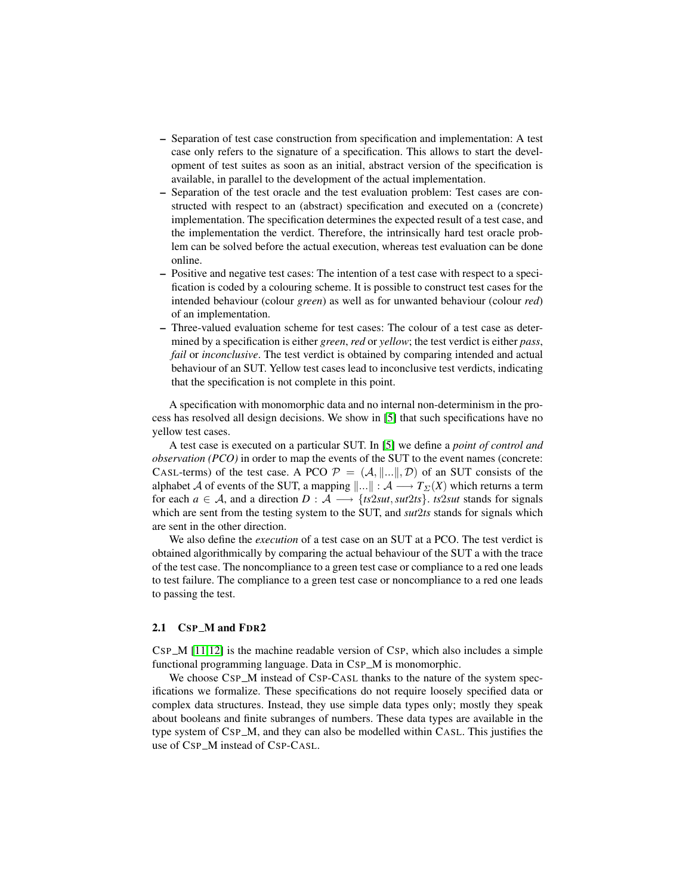– Separation of test case construction from specification and implementation: A test case only refers to the signature of a specification. This allows to start the development of test suites as soon as an initial, abstract version of the specification is available, in parallel to the development of the actual implementation.
– Separation of the test oracle and the test evaluation problem: Test cases are constructed with respect to an (abstract) specification and executed on a (concrete) implementation. The specification determines the expected result of a test case, and the implementation the verdict. Therefore, the intrinsically hard test oracle problem can be solved before the actual execution, whereas test evaluation can be done online.
– Positive and negative test cases: The intention of a test case with respect to a specification is coded by a colouring scheme. It is possible to construct test cases for the intended behaviour (colour *green*) as well as for unwanted behaviour (colour *red*) of an implementation.
– Three-valued evaluation scheme for test cases: The colour of a test case as determined by a specification is either *green*, *red* or *yellow*; the test verdict is either *pass*, *fail* or *inconclusive*. The test verdict is obtained by comparing intended and actual behaviour of an SUT. Yellow test cases lead to inconclusive test verdicts, indicating that the specification is not complete in this point.

A specification with monomorphic data and no internal non-determinism in the process has resolved all design decisions. We show in [5] that such specifications have no yellow test cases.

A test case is executed on a particular SUT. In [5] we define a *point of control and observation (PCO)* in order to map the events of the SUT to the event names (concrete: CASL-terms) of the test case. A PCO $\mathcal{P} = (\mathcal{A}, \|...\|, \mathcal{D})$ of an SUT consists of the alphabet $\mathcal{A}$ of events of the SUT, a mapping $\|...\| : \mathcal{A} \longrightarrow T_{\Sigma}(X)$ which returns a term for each $a \in \mathcal{A}$, and a direction $D : \mathcal{A} \longrightarrow \{ts2sut, sut2ts\}$. *ts*2*sut* stands for signals which are sent from the testing system to the SUT, and *sut*2*ts* stands for signals which are sent in the other direction.

We also define the *execution* of a test case on an SUT at a PCO. The test verdict is obtained algorithmically by comparing the actual behaviour of the SUT a with the trace of the test case. The noncompliance to a green test case or compliance to a red one leads to test failure. The compliance to a green test case or noncompliance to a red one leads to passing the test.

## 2.1 CSP_M and FDR2

CSP_M [11,12] is the machine readable version of CSP, which also includes a simple functional programming language. Data in CSP_M is monomorphic.

We choose CSP_M instead of CSP-CASL thanks to the nature of the system specifications we formalize. These specifications do not require loosely specified data or complex data structures. Instead, they use simple data types only; mostly they speak about booleans and finite subranges of numbers. These data types are available in the type system of CSP_M, and they can also be modelled within CASL. This justifies the use of CSP_M instead of CSP-CASL.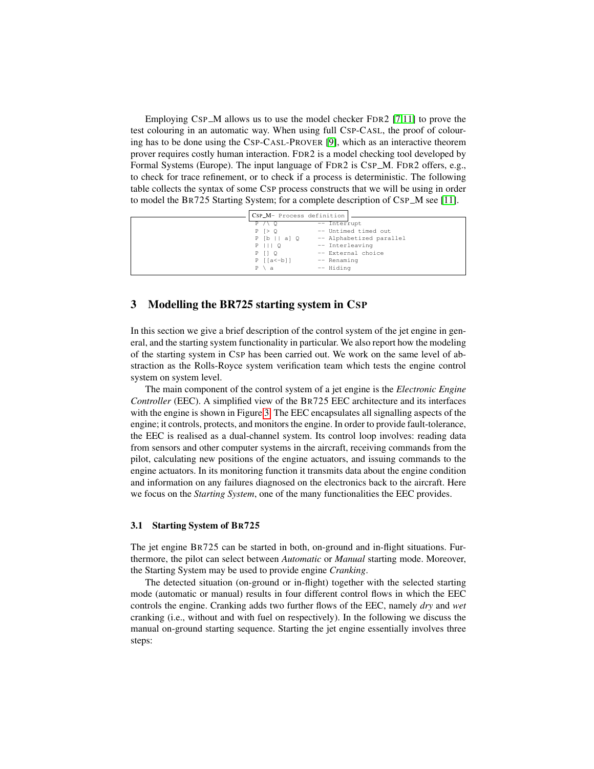Employing CSP_M allows us to use the model checker FDR2 [7,11] to prove the test colouring in an automatic way. When using full CSP-CASL, the proof of colouring has to be done using the CSP-CASL-PROVER [9], which as an interactive theorem prover requires costly human interaction. FDR2 is a model checking tool developed by Formal Systems (Europe). The input language of FDR2 is CSP_M. FDR2 offers, e.g., to check for trace refinement, or to check if a process is deterministic. The following table collects the syntax of some CSP process constructs that we will be using in order to model the BR725 Starting System; for a complete description of CSP_M see [11].

```
CSP_M- Process definition
P /\ Q          -- Interrupt
P [> Q          -- Untimed timed out
P [b || a] Q    -- Alphabetized parallel
P ||| Q         -- Interleaving
P [] Q          -- External choice
P [[a<-b]]      -- Renaming
P \ a           -- Hiding
```

## 3 Modelling the BR725 starting system in CSP

In this section we give a brief description of the control system of the jet engine in general, and the starting system functionality in particular. We also report how the modeling of the starting system in CSP has been carried out. We work on the same level of abstraction as the Rolls-Royce system verification team which tests the engine control system on system level.

The main component of the control system of a jet engine is the *Electronic Engine Controller* (EEC). A simplified view of the BR725 EEC architecture and its interfaces with the engine is shown in Figure 3. The EEC encapsulates all signalling aspects of the engine; it controls, protects, and monitors the engine. In order to provide fault-tolerance, the EEC is realised as a dual-channel system. Its control loop involves: reading data from sensors and other computer systems in the aircraft, receiving commands from the pilot, calculating new positions of the engine actuators, and issuing commands to the engine actuators. In its monitoring function it transmits data about the engine condition and information on any failures diagnosed on the electronics back to the aircraft. Here we focus on the *Starting System*, one of the many functionalities the EEC provides.

### 3.1 Starting System of BR725

The jet engine BR725 can be started in both, on-ground and in-flight situations. Furthermore, the pilot can select between *Automatic* or *Manual* starting mode. Moreover, the Starting System may be used to provide engine *Cranking*.

The detected situation (on-ground or in-flight) together with the selected starting mode (automatic or manual) results in four different control flows in which the EEC controls the engine. Cranking adds two further flows of the EEC, namely *dry* and *wet* cranking (i.e., without and with fuel on respectively). In the following we discuss the manual on-ground starting sequence. Starting the jet engine essentially involves three steps: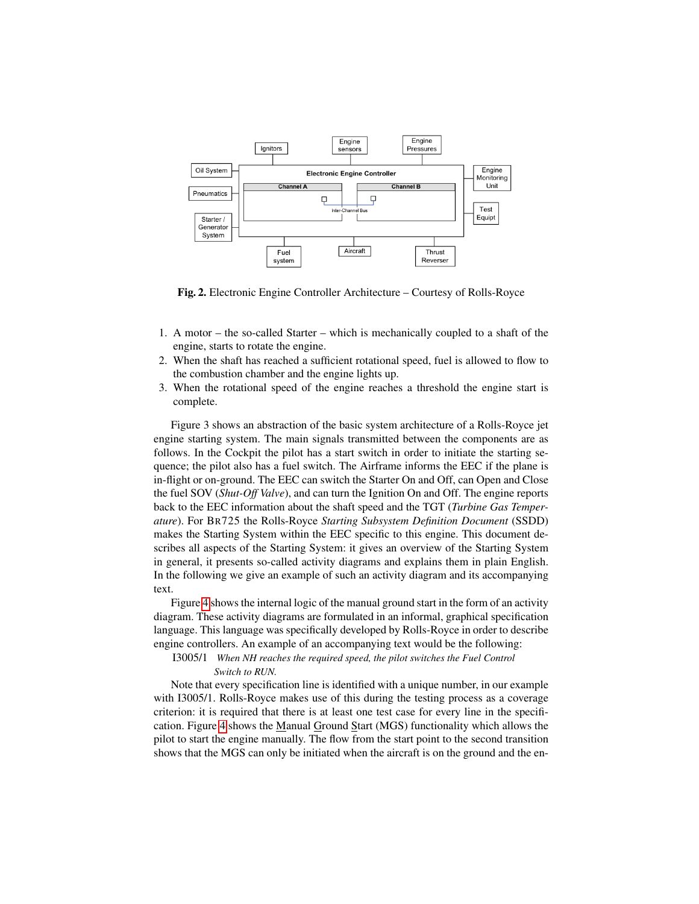**Fig. 2.** Electronic Engine Controller Architecture – Courtesy of Rolls-Royce

1. A motor – the so-called Starter – which is mechanically coupled to a shaft of the engine, starts to rotate the engine.
2. When the shaft has reached a sufficient rotational speed, fuel is allowed to flow to the combustion chamber and the engine lights up.
3. When the rotational speed of the engine reaches a threshold the engine start is complete.

Figure 3 shows an abstraction of the basic system architecture of a Rolls-Royce jet engine starting system. The main signals transmitted between the components are as follows. In the Cockpit the pilot has a start switch in order to initiate the starting sequence; the pilot also has a fuel switch. The Airframe informs the EEC if the plane is in-flight or on-ground. The EEC can switch the Starter On and Off, can Open and Close the fuel SOV (*Shut-Off Valve*), and can turn the Ignition On and Off. The engine reports back to the EEC information about the shaft speed and the TGT (*Turbine Gas Temperature*). For BR725 the Rolls-Royce *Starting Subsystem Definition Document* (SSDD) makes the Starting System within the EEC specific to this engine. This document describes all aspects of the Starting System: it gives an overview of the Starting System in general, it presents so-called activity diagrams and explains them in plain English. In the following we give an example of such an activity diagram and its accompanying text.

Figure 4 shows the internal logic of the manual ground start in the form of an activity diagram. These activity diagrams are formulated in an informal, graphical specification language. This language was specifically developed by Rolls-Royce in order to describe engine controllers. An example of an accompanying text would be the following:

I3005/1 *When NH reaches the required speed, the pilot switches the Fuel Control Switch to RUN.*

Note that every specification line is identified with a unique number, in our example with I3005/1. Rolls-Royce makes use of this during the testing process as a coverage criterion: it is required that there is at least one test case for every line in the specification. Figure 4 shows the Manual Ground Start (MGS) functionality which allows the pilot to start the engine manually. The flow from the start point to the second transition shows that the MGS can only be initiated when the aircraft is on the ground and the en-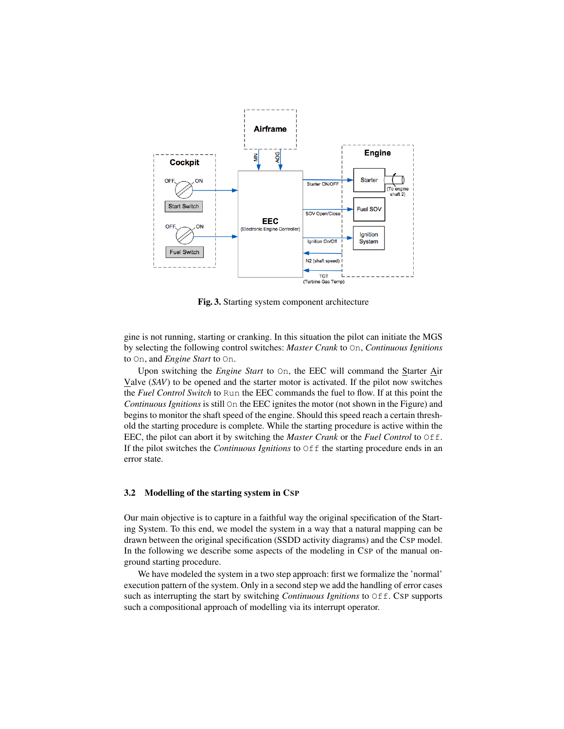**Fig. 3.** Starting system component architecture

gine is not running, starting or cranking. In this situation the pilot can initiate the MGS by selecting the following control switches: *Master Crank* to `On`, *Continuous Ignitions* to `On`, and *Engine Start* to `On`.

Upon switching the *Engine Start* to `On`, the EEC will command the Starter Air Valve (*SAV*) to be opened and the starter motor is activated. If the pilot now switches the *Fuel Control Switch* to `Run` the EEC commands the fuel to flow. If at this point the *Continuous Ignitions* is still `On` the EEC ignites the motor (not shown in the Figure) and begins to monitor the shaft speed of the engine. Should this speed reach a certain threshold the starting procedure is complete. While the starting procedure is active within the EEC, the pilot can abort it by switching the *Master Crank* or the *Fuel Control* to `Off`. If the pilot switches the *Continuous Ignitions* to `Off` the starting procedure ends in an error state.

### 3.2 Modelling of the starting system in CSP

Our main objective is to capture in a faithful way the original specification of the Starting System. To this end, we model the system in a way that a natural mapping can be drawn between the original specification (SSDD activity diagrams) and the CSP model. In the following we describe some aspects of the modeling in CSP of the manual on-ground starting procedure.

We have modeled the system in a two step approach: first we formalize the 'normal' execution pattern of the system. Only in a second step we add the handling of error cases such as interrupting the start by switching *Continuous Ignitions* to `Off`. CSP supports such a compositional approach of modelling via its interrupt operator.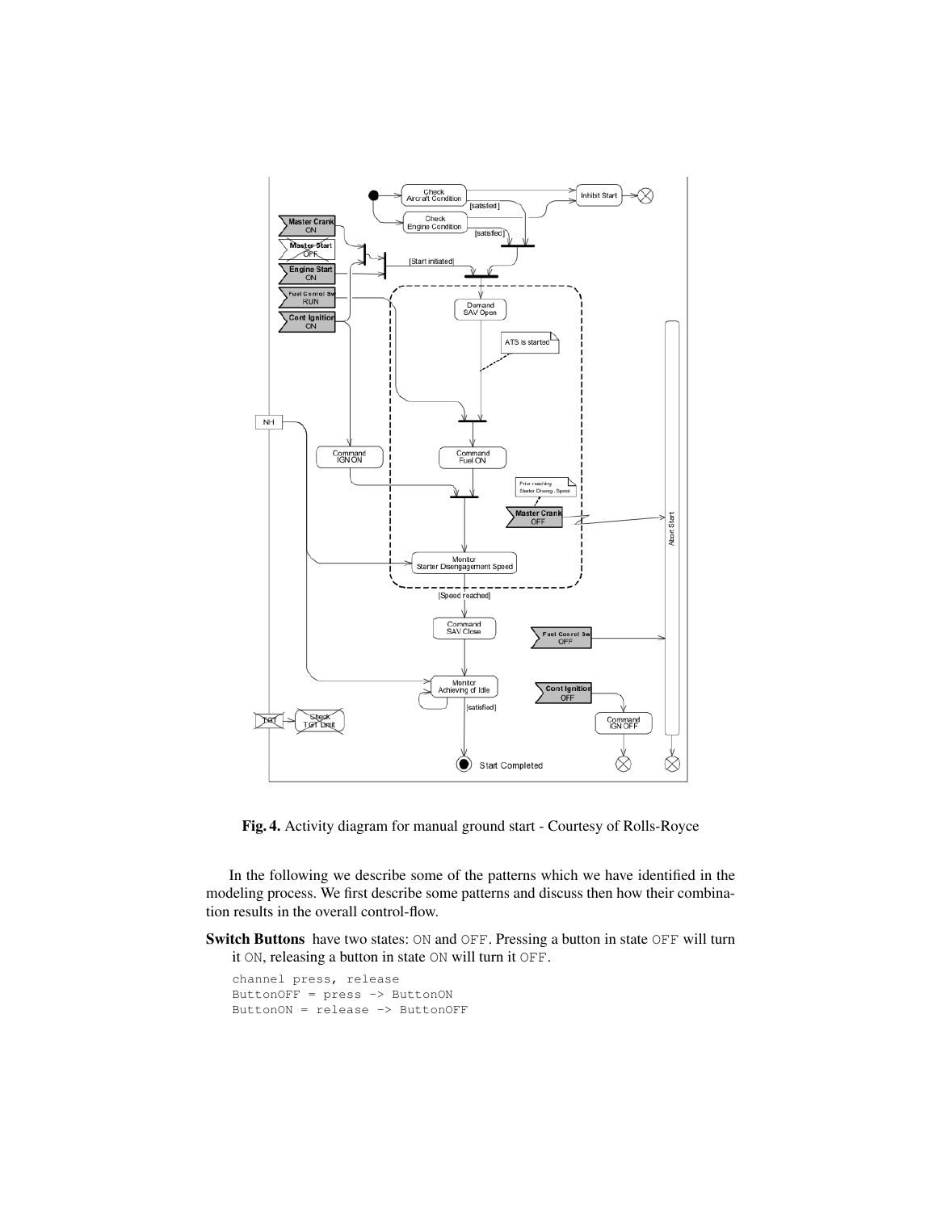**Fig. 4.** Activity diagram for manual ground start - Courtesy of Rolls-Royce

In the following we describe some of the patterns which we have identified in the modeling process. We first describe some patterns and discuss then how their combination results in the overall control-flow.

**Switch Buttons** have two states: ON and OFF. Pressing a button in state OFF will turn it ON, releasing a button in state ON will turn it OFF.

```
channel press, release
ButtonOFF = press -> ButtonON
ButtonON = release -> ButtonOFF
```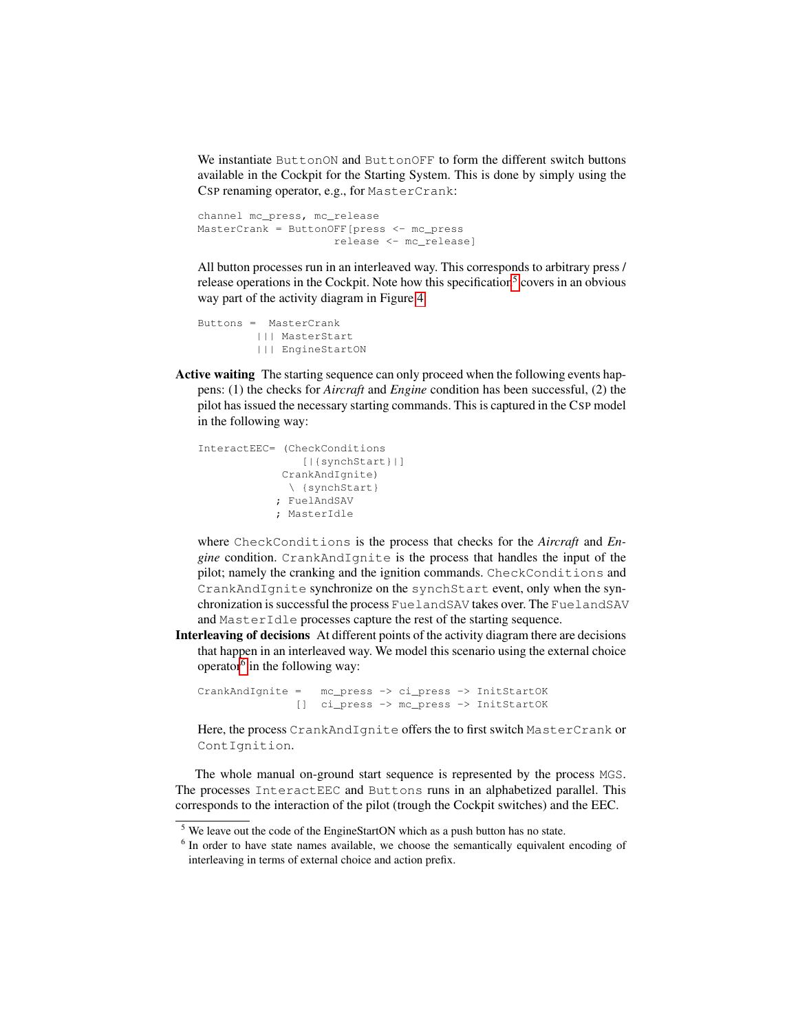We instantiate ButtonON and ButtonOFF to form the different switch buttons available in the Cockpit for the Starting System. This is done by simply using the CSP renaming operator, e.g., for MasterCrank:

```
channel mc_press, mc_release
MasterCrank = ButtonOFF[press <- mc_press
                        release <- mc_release]
```

All button processes run in an interleaved way. This corresponds to arbitrary press / release operations in the Cockpit. Note how this specification[5] covers in an obvious way part of the activity diagram in Figure 4.

```
Buttons =  MasterCrank
       ||| MasterStart
       ||| EngineStartON
```

**Active waiting** The starting sequence can only proceed when the following events happens: (1) the checks for *Aircraft* and *Engine* condition has been successful, (2) the pilot has issued the necessary starting commands. This is captured in the CSP model in the following way:

```
InteractEEC= (CheckConditions
                [|{synchStart}|]
              CrankAndIgnite)
               \ {synchStart}
             ; FuelAndSAV
             ; MasterIdle
```

where CheckConditions is the process that checks for the *Aircraft* and *Engine* condition. CrankAndIgnite is the process that handles the input of the pilot; namely the cranking and the ignition commands. CheckConditions and CrankAndIgnite synchronize on the synchStart event, only when the synchronization is successful the process FuelandSAV takes over. The FuelandSAV and MasterIdle processes capture the rest of the starting sequence.

**Interleaving of decisions** At different points of the activity diagram there are decisions that happen in an interleaved way. We model this scenario using the external choice operator[6] in the following way:

```
CrankAndIgnite =   mc_press -> ci_press -> InitStartOK
               []  ci_press -> mc_press -> InitStartOK
```

Here, the process CrankAndIgnite offers the to first switch MasterCrank or ContIgnition.

The whole manual on-ground start sequence is represented by the process MGS. The processes InteractEEC and Buttons runs in an alphabetized parallel. This corresponds to the interaction of the pilot (trough the Cockpit switches) and the EEC.

[5] We leave out the code of the EngineStartON which as a push button has no state.

[6] In order to have state names available, we choose the semantically equivalent encoding of interleaving in terms of external choice and action prefix.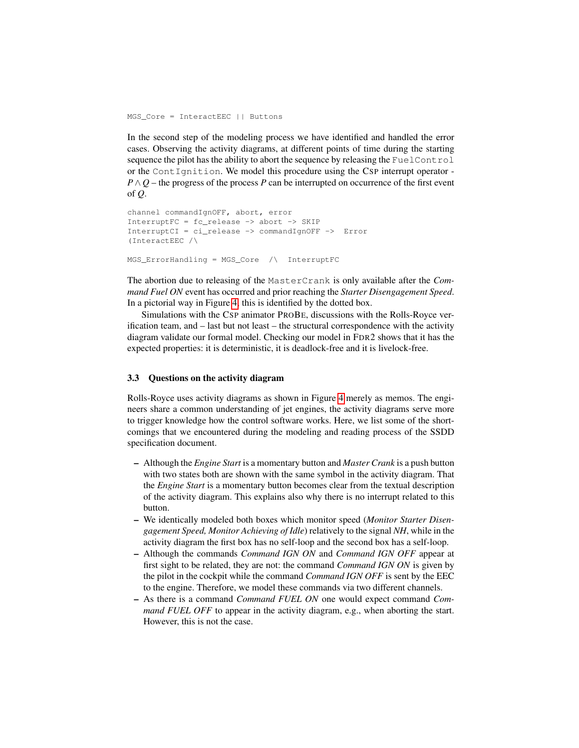```
MGS_Core = InteractEEC || Buttons
```

In the second step of the modeling process we have identified and handled the error cases. Observing the activity diagrams, at different points of time during the starting sequence the pilot has the ability to abort the sequence by releasing the `FuelControl` or the `ContIgnition`. We model this procedure using the CSP interrupt operator - $P \wedge Q$ – the progress of the process $P$ can be interrupted on occurrence of the first event of $Q$.

```
channel commandIgnOFF, abort, error
InterruptFC = fc_release -> abort -> SKIP
InterruptCI = ci_release -> commandIgnOFF -> Error
(InteractEEC /\

MGS_ErrorHandling = MGS_Core /\ InterruptFC
```

The abortion due to releasing of the `MasterCrank` is only available after the *Command Fuel ON* event has occurred and prior reaching the *Starter Disengagement Speed*. In a pictorial way in Figure 4, this is identified by the dotted box.

Simulations with the CSP animator PROBE, discussions with the Rolls-Royce verification team, and – last but not least – the structural correspondence with the activity diagram validate our formal model. Checking our model in FDR2 shows that it has the expected properties: it is deterministic, it is deadlock-free and it is livelock-free.

### 3.3 Questions on the activity diagram

Rolls-Royce uses activity diagrams as shown in Figure 4 merely as memos. The engineers share a common understanding of jet engines, the activity diagrams serve more to trigger knowledge how the control software works. Here, we list some of the shortcomings that we encountered during the modeling and reading process of the SSDD specification document.

- Although the *Engine Start* is a momentary button and *Master Crank* is a push button with two states both are shown with the same symbol in the activity diagram. That the *Engine Start* is a momentary button becomes clear from the textual description of the activity diagram. This explains also why there is no interrupt related to this button.
- We identically modeled both boxes which monitor speed (*Monitor Starter Disengagement Speed, Monitor Achieving of Idle*) relatively to the signal *NH*, while in the activity diagram the first box has no self-loop and the second box has a self-loop.
- Although the commands *Command IGN ON* and *Command IGN OFF* appear at first sight to be related, they are not: the command *Command IGN ON* is given by the pilot in the cockpit while the command *Command IGN OFF* is sent by the EEC to the engine. Therefore, we model these commands via two different channels.
- As there is a command *Command FUEL ON* one would expect command *Command FUEL OFF* to appear in the activity diagram, e.g., when aborting the start. However, this is not the case.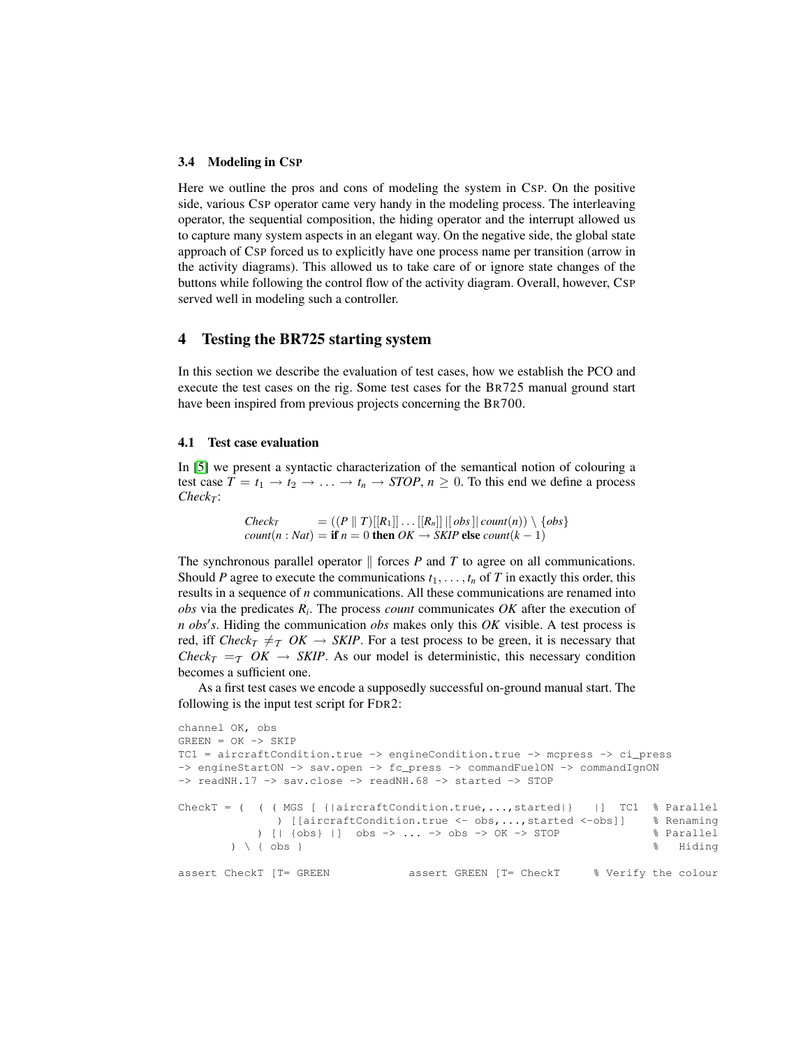### 3.4 Modeling in CSP

Here we outline the pros and cons of modeling the system in CSP. On the positive side, various CSP operator came very handy in the modeling process. The interleaving operator, the sequential composition, the hiding operator and the interrupt allowed us to capture many system aspects in an elegant way. On the negative side, the global state approach of CSP forced us to explicitly have one process name per transition (arrow in the activity diagrams). This allowed us to take care of or ignore state changes of the buttons while following the control flow of the activity diagram. Overall, however, CSP served well in modeling such a controller.

## 4 Testing the BR725 starting system

In this section we describe the evaluation of test cases, how we establish the PCO and execute the test cases on the rig. Some test cases for the BR725 manual ground start have been inspired from previous projects concerning the BR700.

### 4.1 Test case evaluation

In [5] we present a syntactic characterization of the semantical notion of colouring a test case $T = t_1 \to t_2 \to \ldots \to t_n \to STOP$, $n \geq 0$. To this end we define a process $Check_T$:

$$
\begin{aligned}
Check_T \quad &= ((P \parallel T)[[R_1]]\ldots[[R_n]] \,|[\, obs \,]|\, count(n)) \setminus \{obs\} \\
count(n : Nat) &= \textbf{if } n = 0 \textbf{ then } OK \to SKIP \textbf{ else } count(k-1)
\end{aligned}
$$

The synchronous parallel operator $\parallel$ forces $P$ and $T$ to agree on all communications. Should $P$ agree to execute the communications $t_1, \ldots, t_n$ of $T$ in exactly this order, this results in a sequence of $n$ communications. All these communications are renamed into *obs* via the predicates $R_i$. The process *count* communicates *OK* after the execution of $n$ $obs's$. Hiding the communication *obs* makes only this *OK* visible. A test process is red, iff $Check_T \neq_{\mathcal{T}} OK \to SKIP$. For a test process to be green, it is necessary that $Check_T =_{\mathcal{T}} OK \to SKIP$. As our model is deterministic, this necessary condition becomes a sufficient one.

As a first test cases we encode a supposedly successful on-ground manual start. The following is the input test script for FDR2:

```
channel OK, obs
GREEN = OK -> SKIP
TC1 = aircraftCondition.true -> engineCondition.true -> mcpress -> ci_press
-> engineStartON -> sav.open -> fc_press -> commandFuelON -> commandIgnON
-> readNH.17 -> sav.close -> readNH.68 -> started -> STOP

CheckT = (  ( ( MGS [ {|aircraftCondition.true,...,started|}   |]  TC1  % Parallel
              ) [[aircraftCondition.true <- obs,...,started <-obs]]    % Renaming
           ) [| {obs} |]  obs -> ... -> obs -> OK -> STOP              % Parallel
        ) \ { obs }                                                    %   Hiding

assert CheckT [T= GREEN            assert GREEN [T= CheckT     % Verify the colour
```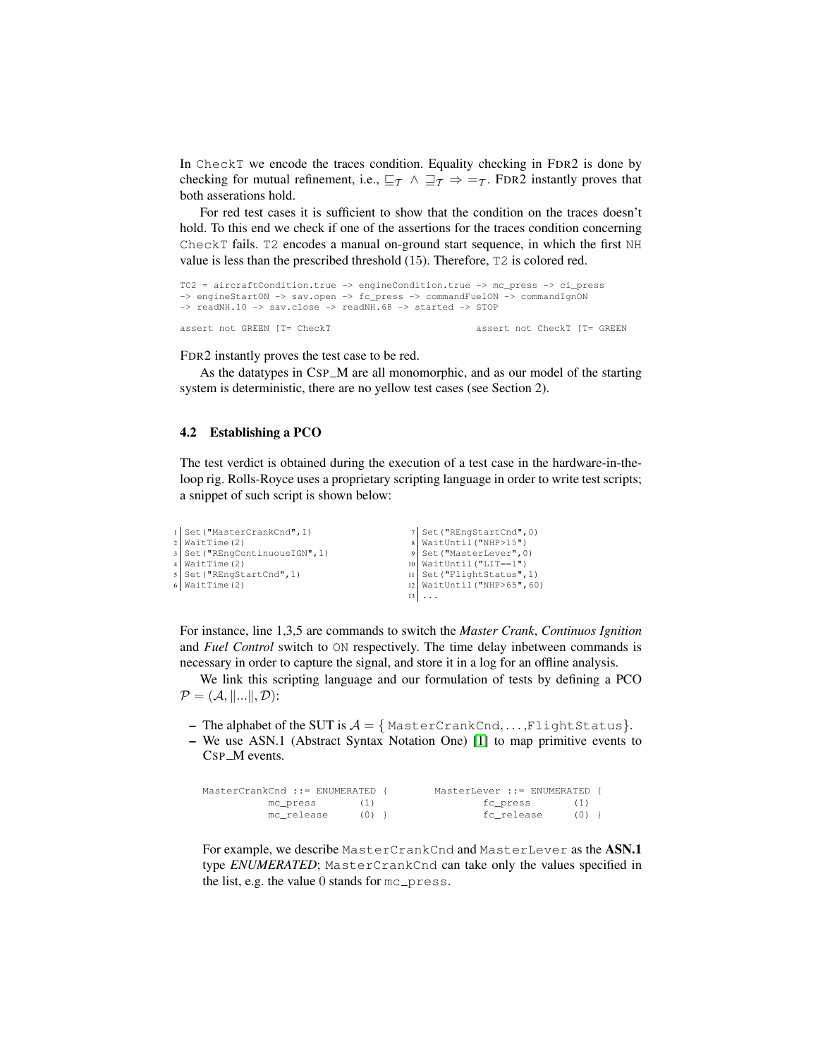In CheckT we encode the traces condition. Equality checking in FDR2 is done by checking for mutual refinement, i.e., $\sqsubseteq_{\mathcal{T}} \wedge \sqsupseteq_{\mathcal{T}} \Rightarrow =_{\mathcal{T}}$. FDR2 instantly proves that both asserations hold.

For red test cases it is sufficient to show that the condition on the traces doesn't hold. To this end we check if one of the assertions for the traces condition concerning CheckT fails. T2 encodes a manual on-ground start sequence, in which the first NH value is less than the prescribed threshold (15). Therefore, T2 is colored red.

```
TC2 = aircraftCondition.true -> engineCondition.true -> mc_press -> ci_press
-> engineStartON -> sav.open -> fc_press -> commandFuelON -> commandIgnON
-> readNH.10 -> sav.close -> readNH.68 -> started -> STOP

assert not GREEN [T= CheckT                    assert not CheckT [T= GREEN
```

FDR2 instantly proves the test case to be red.

As the datatypes in CSP_M are all monomorphic, and as our model of the starting system is deterministic, there are no yellow test cases (see Section 2).

### 4.2 Establishing a PCO

The test verdict is obtained during the execution of a test case in the hardware-in-the-loop rig. Rolls-Royce uses a proprietary scripting language in order to write test scripts; a snippet of such script is shown below:

```
1  Set("MasterCrankCnd",1)
2  WaitTime(2)
3  Set("REngContinuousIGN",1)
4  WaitTime(2)
5  Set("REngStartCnd",1)
6  WaitTime(2)
7  Set("REngStartCnd",0)
8  WaitUntil("NHP>15")
9  Set("MasterLever",0)
10 WaitUntil("LIT==1")
11 Set("FlightStatus",1)
12 WaitUntil("NHP>65",60)
13 ...
```

For instance, line 1,3,5 are commands to switch the *Master Crank*, *Continuos Ignition* and *Fuel Control* switch to ON respectively. The time delay inbetween commands is necessary in order to capture the signal, and store it in a log for an offline analysis.

We link this scripting language and our formulation of tests by defining a PCO $\mathcal{P} = (\mathcal{A}, \|...\|, \mathcal{D})$:

- The alphabet of the SUT is $\mathcal{A} = \{$ MasterCrankCnd,...,FlightStatus$\}$.
- We use ASN.1 (Abstract Syntax Notation One) [1] to map primitive events to CSP_M events.

```
MasterCrankCnd ::= ENUMERATED {         MasterLever ::= ENUMERATED {
          mc_press      (1)                     fc_press      (1)
          mc_release    (0) }                   fc_release    (0) }
```

For example, we describe MasterCrankCnd and MasterLever as the **ASN.1** type *ENUMERATED*; MasterCrankCnd can take only the values specified in the list, e.g. the value 0 stands for mc_press.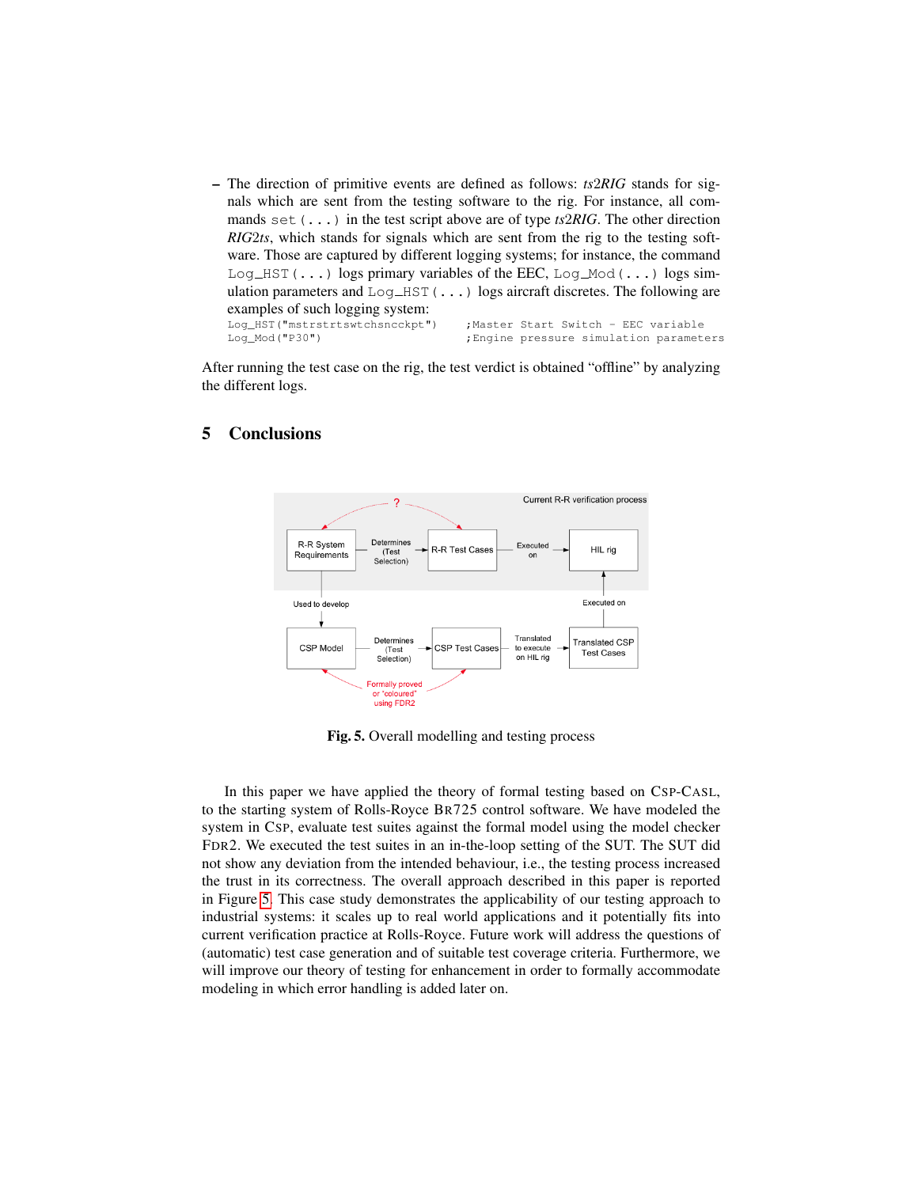– The direction of primitive events are defined as follows: *ts2RIG* stands for signals which are sent from the testing software to the rig. For instance, all commands `set(...)` in the test script above are of type *ts2RIG*. The other direction *RIG2ts*, which stands for signals which are sent from the rig to the testing software. Those are captured by different logging systems; for instance, the command `Log_HST(...)` logs primary variables of the EEC, `Log_Mod(...)` logs simulation parameters and `Log_HST(...)` logs aircraft discretes. The following are examples of such logging system:

```
Log_HST("mstrstrtswtchsncckpt")     ;Master Start Switch - EEC variable
Log_Mod("P30")                      ;Engine pressure simulation parameters
```

After running the test case on the rig, the test verdict is obtained "offline" by analyzing the different logs.

## 5 Conclusions

Fig. 5. Overall modelling and testing process

In this paper we have applied the theory of formal testing based on CSP-CASL, to the starting system of Rolls-Royce BR725 control software. We have modeled the system in CSP, evaluate test suites against the formal model using the model checker FDR2. We executed the test suites in an in-the-loop setting of the SUT. The SUT did not show any deviation from the intended behaviour, i.e., the testing process increased the trust in its correctness. The overall approach described in this paper is reported in Figure 5. This case study demonstrates the applicability of our testing approach to industrial systems: it scales up to real world applications and it potentially fits into current verification practice at Rolls-Royce. Future work will address the questions of (automatic) test case generation and of suitable test coverage criteria. Furthermore, we will improve our theory of testing for enhancement in order to formally accommodate modeling in which error handling is added later on.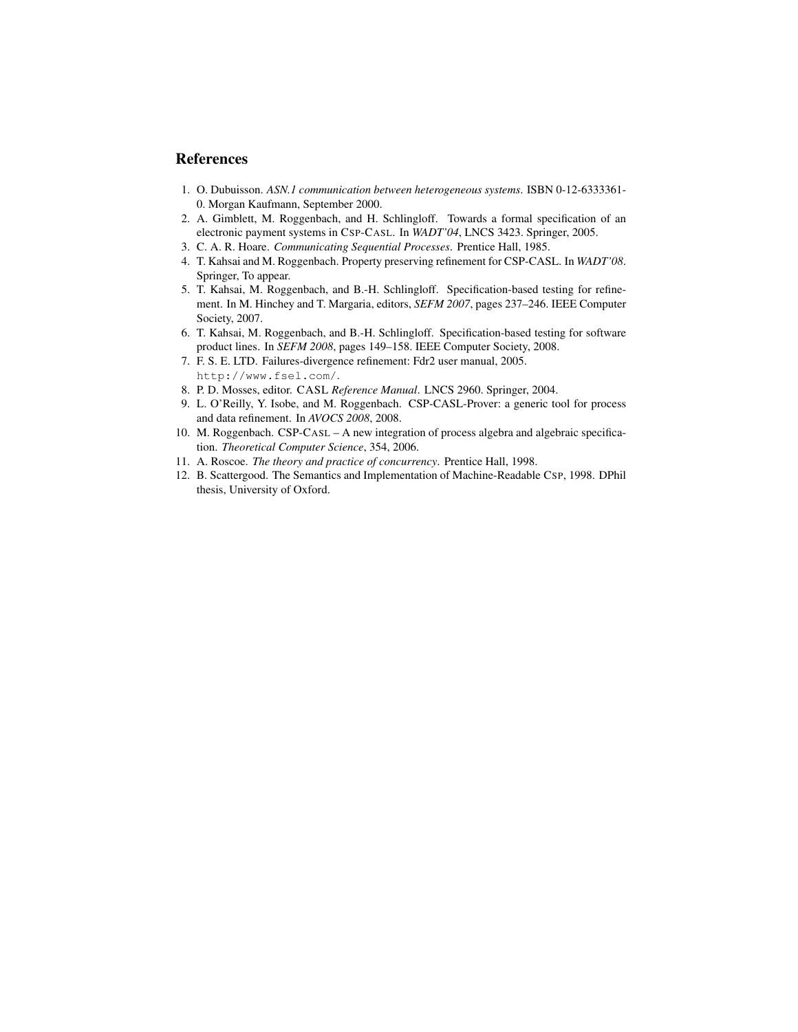## References

1. O. Dubuisson. *ASN.1 communication between heterogeneous systems*. ISBN 0-12-6333361-0. Morgan Kaufmann, September 2000.
2. A. Gimblett, M. Roggenbach, and H. Schlingloff. Towards a formal specification of an electronic payment systems in CSP-CASL. In *WADT'04*, LNCS 3423. Springer, 2005.
3. C. A. R. Hoare. *Communicating Sequential Processes*. Prentice Hall, 1985.
4. T. Kahsai and M. Roggenbach. Property preserving refinement for CSP-CASL. In *WADT'08*. Springer, To appear.
5. T. Kahsai, M. Roggenbach, and B.-H. Schlingloff. Specification-based testing for refinement. In M. Hinchey and T. Margaria, editors, *SEFM 2007*, pages 237–246. IEEE Computer Society, 2007.
6. T. Kahsai, M. Roggenbach, and B.-H. Schlingloff. Specification-based testing for software product lines. In *SEFM 2008*, pages 149–158. IEEE Computer Society, 2008.
7. F. S. E. LTD. Failures-divergence refinement: Fdr2 user manual, 2005. `http://www.fsel.com/`.
8. P. D. Mosses, editor. CASL *Reference Manual*. LNCS 2960. Springer, 2004.
9. L. O'Reilly, Y. Isobe, and M. Roggenbach. CSP-CASL-Prover: a generic tool for process and data refinement. In *AVOCS 2008*, 2008.
10. M. Roggenbach. CSP-CASL – A new integration of process algebra and algebraic specification. *Theoretical Computer Science*, 354, 2006.
11. A. Roscoe. *The theory and practice of concurrency*. Prentice Hall, 1998.
12. B. Scattergood. The Semantics and Implementation of Machine-Readable CSP, 1998. DPhil thesis, University of Oxford.